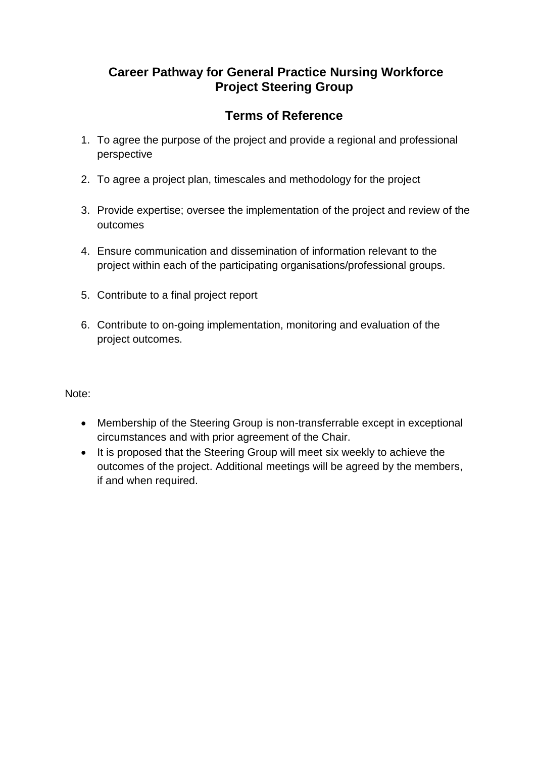# Career Pathway for General Practice Nursing Workforce
# Project Steering Group

## Terms of Reference

1. To agree the purpose of the project and provide a regional and professional perspective
2. To agree a project plan, timescales and methodology for the project
3. Provide expertise; oversee the implementation of the project and review of the outcomes
4. Ensure communication and dissemination of information relevant to the project within each of the participating organisations/professional groups.
5. Contribute to a final project report
6. Contribute to on-going implementation, monitoring and evaluation of the project outcomes.

Note:

- Membership of the Steering Group is non-transferrable except in exceptional circumstances and with prior agreement of the Chair.
- It is proposed that the Steering Group will meet six weekly to achieve the outcomes of the project. Additional meetings will be agreed by the members, if and when required.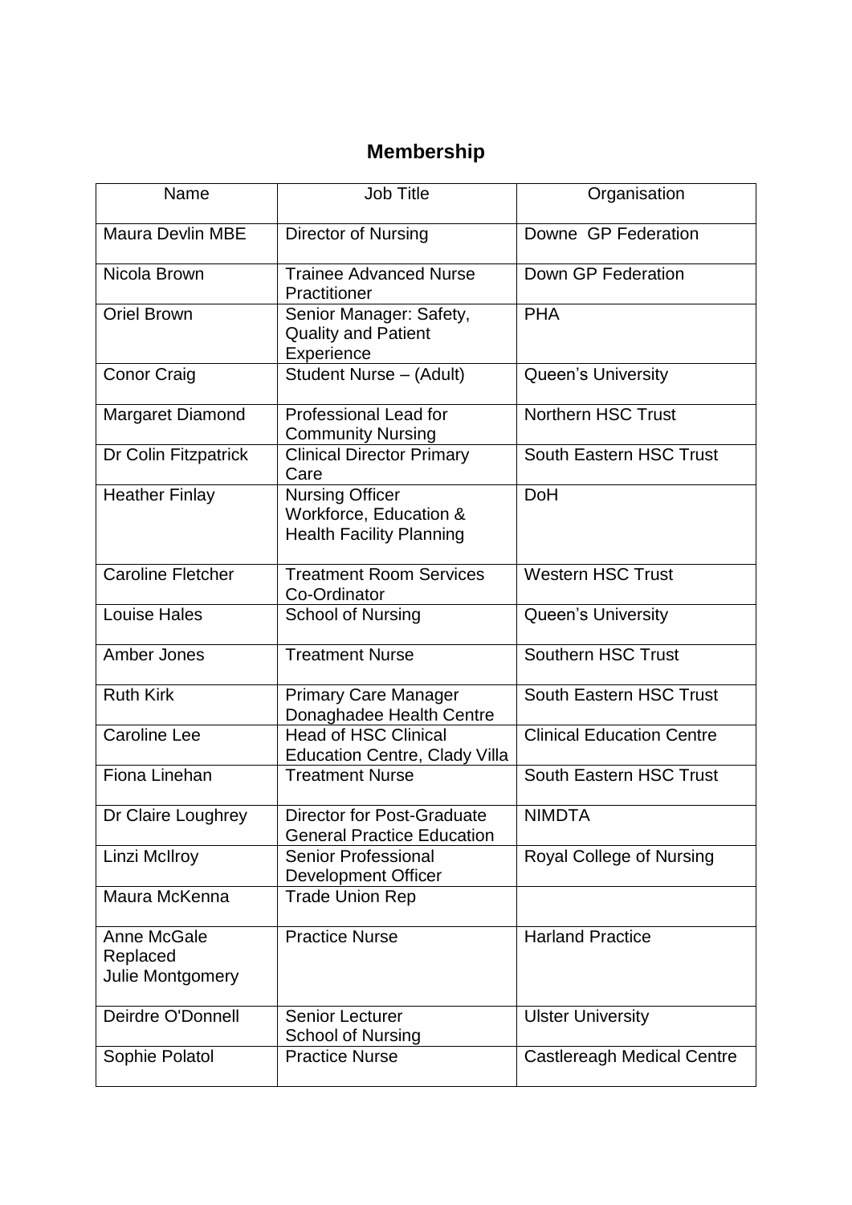# Membership

| Name | Job Title | Organisation |
|---|---|---|
| Maura Devlin MBE | Director of Nursing | Downe GP Federation |
| Nicola Brown | Trainee Advanced Nurse Practitioner | Down GP Federation |
| Oriel Brown | Senior Manager: Safety, Quality and Patient Experience | PHA |
| Conor Craig | Student Nurse – (Adult) | Queen's University |
| Margaret Diamond | Professional Lead for Community Nursing | Northern HSC Trust |
| Dr Colin Fitzpatrick | Clinical Director Primary Care | South Eastern HSC Trust |
| Heather Finlay | Nursing Officer Workforce, Education & Health Facility Planning | DoH |
| Caroline Fletcher | Treatment Room Services Co-Ordinator | Western HSC Trust |
| Louise Hales | School of Nursing | Queen's University |
| Amber Jones | Treatment Nurse | Southern HSC Trust |
| Ruth Kirk | Primary Care Manager Donaghadee Health Centre | South Eastern HSC Trust |
| Caroline Lee | Head of HSC Clinical Education Centre, Clady Villa | Clinical Education Centre |
| Fiona Linehan | Treatment Nurse | South Eastern HSC Trust |
| Dr Claire Loughrey | Director for Post-Graduate General Practice Education | NIMDTA |
| Linzi McIlroy | Senior Professional Development Officer | Royal College of Nursing |
| Maura McKenna | Trade Union Rep | |
| Anne McGale Replaced Julie Montgomery | Practice Nurse | Harland Practice |
| Deirdre O'Donnell | Senior Lecturer School of Nursing | Ulster University |
| Sophie Polatol | Practice Nurse | Castlereagh Medical Centre |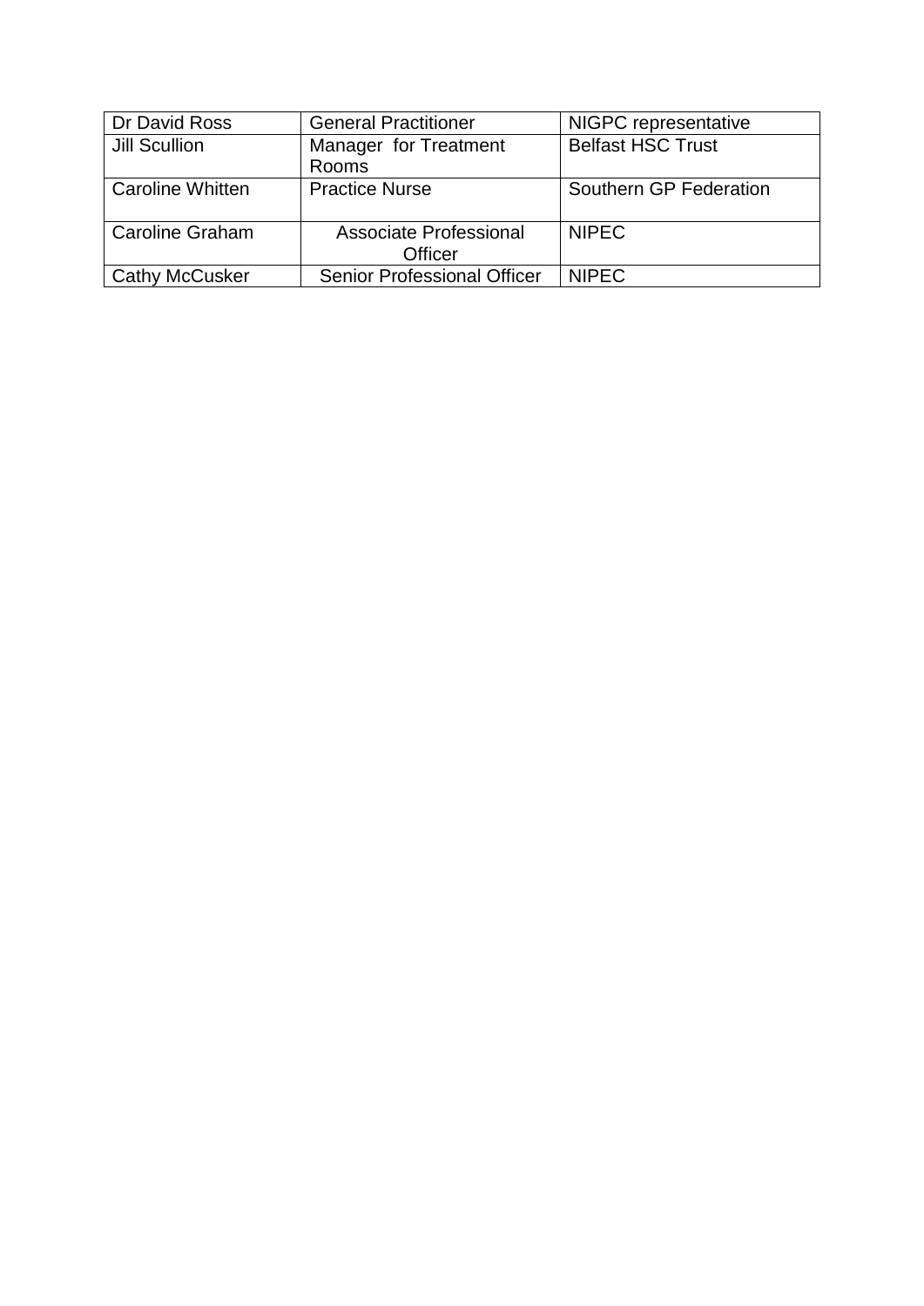| | | |
|---|---|---|
| Dr David Ross | General Practitioner | NIGPC representative |
| Jill Scullion | Manager for Treatment Rooms | Belfast HSC Trust |
| Caroline Whitten | Practice Nurse | Southern GP Federation |
| Caroline Graham | Associate Professional Officer | NIPEC |
| Cathy McCusker | Senior Professional Officer | NIPEC |